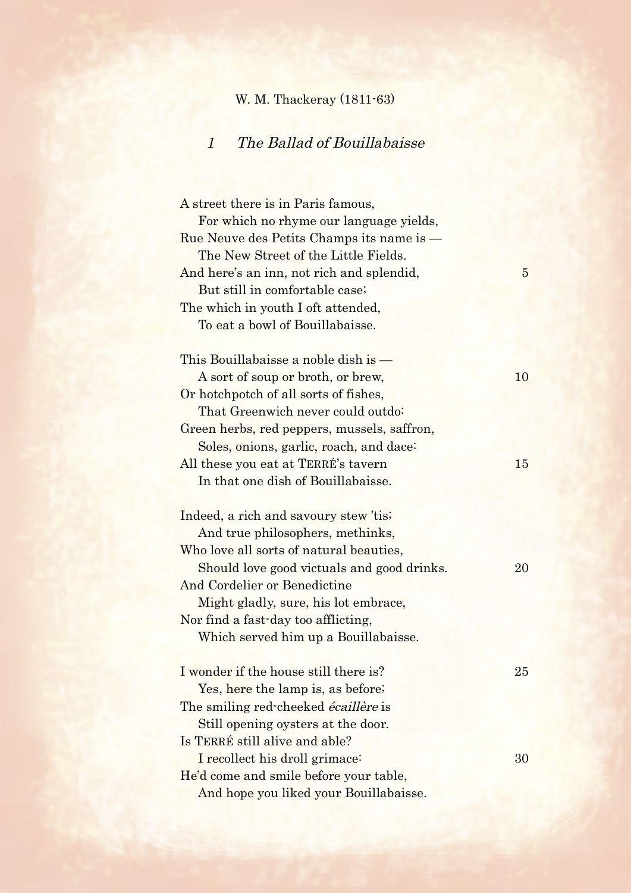W. M. Thackeray (1811-63)

## *1 The Ballad of Bouillabaisse*

A street there is in Paris famous,
   For which no rhyme our language yields,
Rue Neuve des Petits Champs its name is —
   The New Street of the Little Fields.
And here's an inn, not rich and splendid, 5
   But still in comfortable case;
The which in youth I oft attended,
   To eat a bowl of Bouillabaisse.

This Bouillabaisse a noble dish is —
   A sort of soup or broth, or brew, 10
Or hotchpotch of all sorts of fishes,
   That Greenwich never could outdo:
Green herbs, red peppers, mussels, saffron,
   Soles, onions, garlic, roach, and dace:
All these you eat at TERRÉ's tavern 15
   In that one dish of Bouillabaisse.

Indeed, a rich and savoury stew 'tis;
   And true philosophers, methinks,
Who love all sorts of natural beauties,
   Should love good victuals and good drinks. 20
And Cordelier or Benedictine
   Might gladly, sure, his lot embrace,
Nor find a fast-day too afflicting,
   Which served him up a Bouillabaisse.

I wonder if the house still there is? 25
   Yes, here the lamp is, as before;
The smiling red-cheeked *écaillère* is
   Still opening oysters at the door.
Is TERRÉ still alive and able?
   I recollect his droll grimace: 30
He'd come and smile before your table,
   And hope you liked your Bouillabaisse.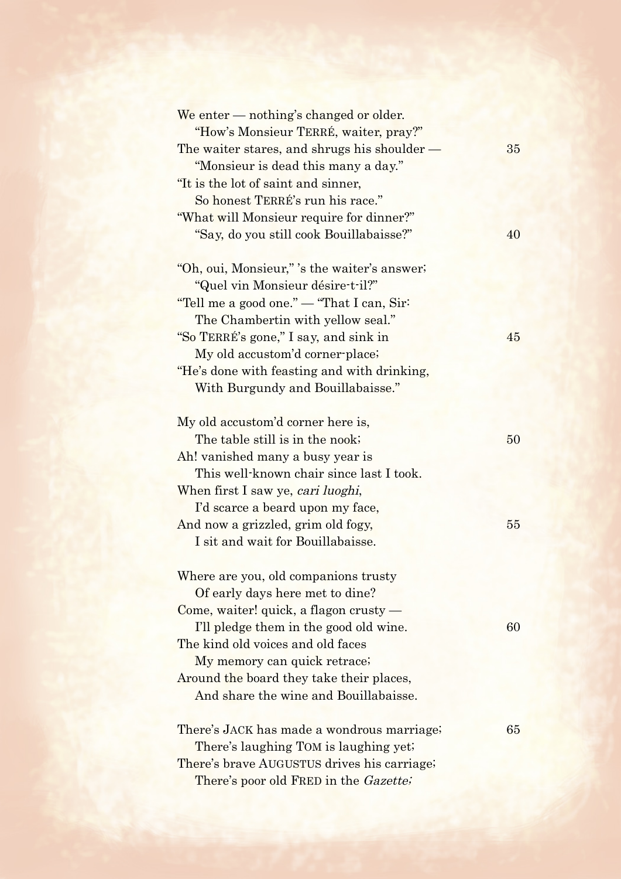We enter — nothing's changed or older.
  "How's Monsieur TERRÉ, waiter, pray?"
The waiter stares, and shrugs his shoulder — 35
  "Monsieur is dead this many a day."
"It is the lot of saint and sinner,
  So honest TERRÉ's run his race."
"What will Monsieur require for dinner?"
  "Say, do you still cook Bouillabaisse?" 40

"Oh, oui, Monsieur," 's the waiter's answer;
  "Quel vin Monsieur désire-t-il?"
"Tell me a good one." — "That I can, Sir:
  The Chambertin with yellow seal."
"So TERRÉ's gone," I say, and sink in 45
  My old accustom'd corner-place;
"He's done with feasting and with drinking,
  With Burgundy and Bouillabaisse."

My old accustom'd corner here is,
  The table still is in the nook; 50
Ah! vanished many a busy year is
  This well-known chair since last I took.
When first I saw ye, *cari luoghi*,
  I'd scarce a beard upon my face,
And now a grizzled, grim old fogy, 55
  I sit and wait for Bouillabaisse.

Where are you, old companions trusty
  Of early days here met to dine?
Come, waiter! quick, a flagon crusty —
  I'll pledge them in the good old wine. 60
The kind old voices and old faces
  My memory can quick retrace;
Around the board they take their places,
  And share the wine and Bouillabaisse.

There's JACK has made a wondrous marriage; 65
  There's laughing TOM is laughing yet;
There's brave AUGUSTUS drives his carriage;
  There's poor old FRED in the *Gazette;*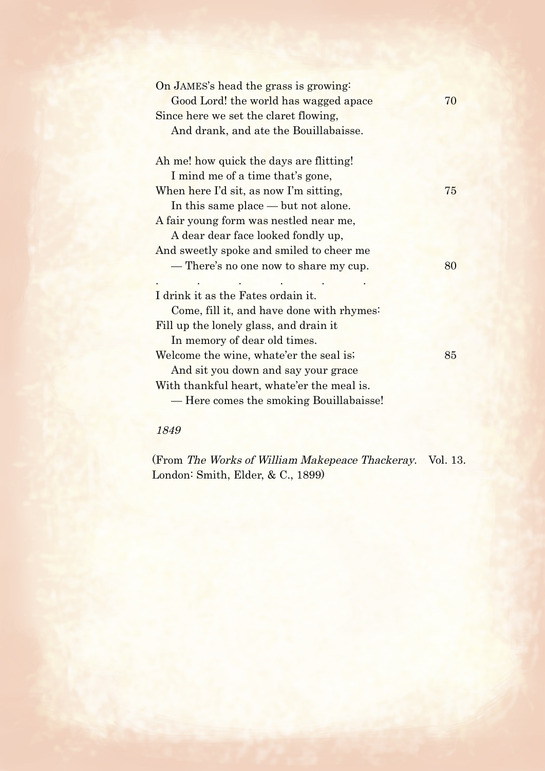On JAMES's head the grass is growing:
  Good Lord! the world has wagged apace 70
Since here we set the claret flowing,
  And drank, and ate the Bouillabaisse.

Ah me! how quick the days are flitting!
  I mind me of a time that's gone,
When here I'd sit, as now I'm sitting, 75
  In this same place — but not alone.
A fair young form was nestled near me,
  A dear dear face looked fondly up,
And sweetly spoke and smiled to cheer me
  — There's no one now to share my cup. 80

. . . . . .

I drink it as the Fates ordain it.
  Come, fill it, and have done with rhymes:
Fill up the lonely glass, and drain it
  In memory of dear old times.
Welcome the wine, whate'er the seal is; 85
  And sit you down and say your grace
With thankful heart, whate'er the meal is.
  — Here comes the smoking Bouillabaisse!

*1849*

(From *The Works of William Makepeace Thackeray*. Vol. 13. London: Smith, Elder, & C., 1899)